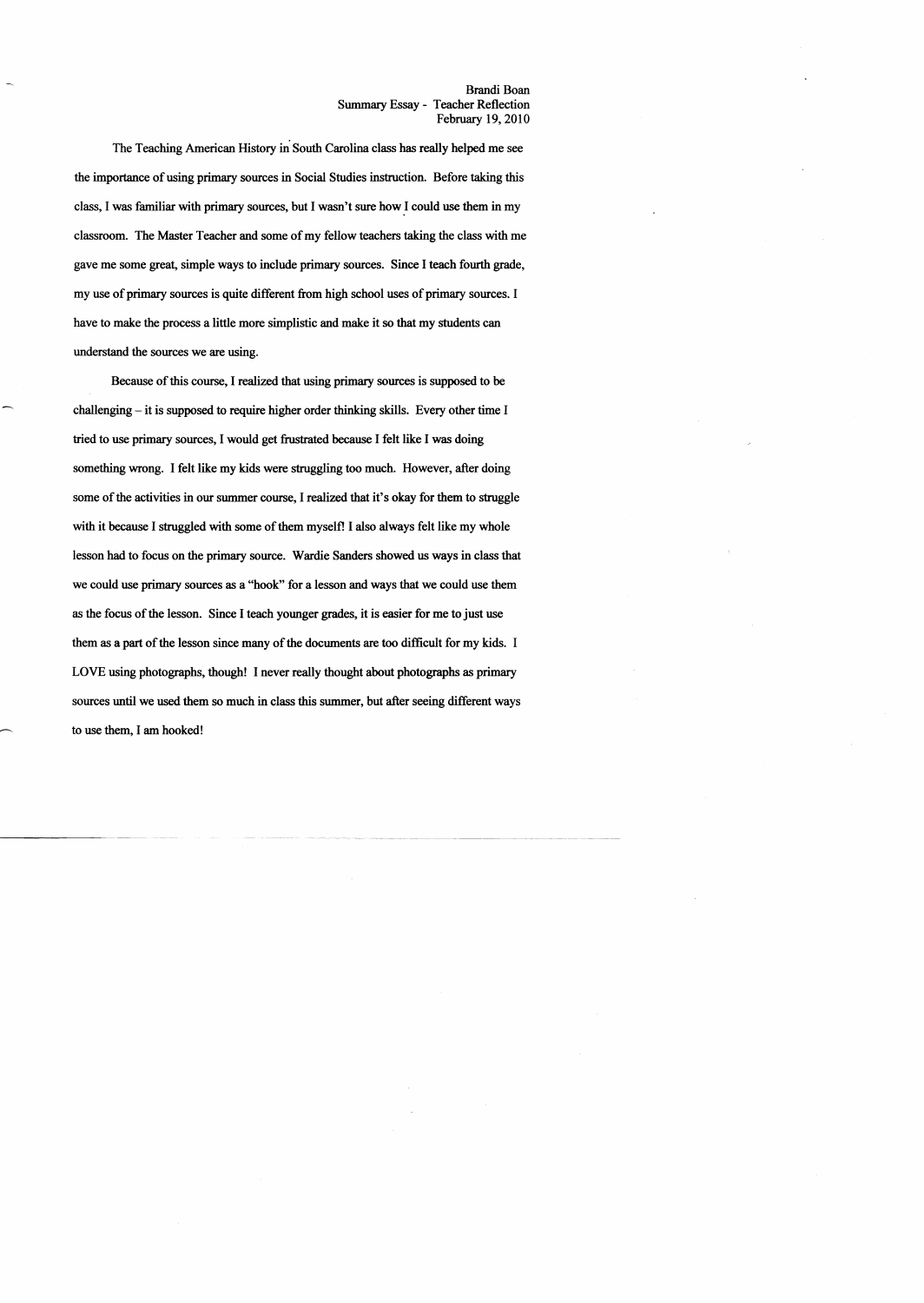Brandi Boan
Summary Essay - Teacher Reflection
February 19, 2010

The Teaching American History in South Carolina class has really helped me see the importance of using primary sources in Social Studies instruction. Before taking this class, I was familiar with primary sources, but I wasn't sure how I could use them in my classroom. The Master Teacher and some of my fellow teachers taking the class with me gave me some great, simple ways to include primary sources. Since I teach fourth grade, my use of primary sources is quite different from high school uses of primary sources. I have to make the process a little more simplistic and make it so that my students can understand the sources we are using.

Because of this course, I realized that using primary sources is supposed to be challenging – it is supposed to require higher order thinking skills. Every other time I tried to use primary sources, I would get frustrated because I felt like I was doing something wrong. I felt like my kids were struggling too much. However, after doing some of the activities in our summer course, I realized that it's okay for them to struggle with it because I struggled with some of them myself! I also always felt like my whole lesson had to focus on the primary source. Wardie Sanders showed us ways in class that we could use primary sources as a "hook" for a lesson and ways that we could use them as the focus of the lesson. Since I teach younger grades, it is easier for me to just use them as a part of the lesson since many of the documents are too difficult for my kids. I LOVE using photographs, though! I never really thought about photographs as primary sources until we used them so much in class this summer, but after seeing different ways to use them, I am hooked!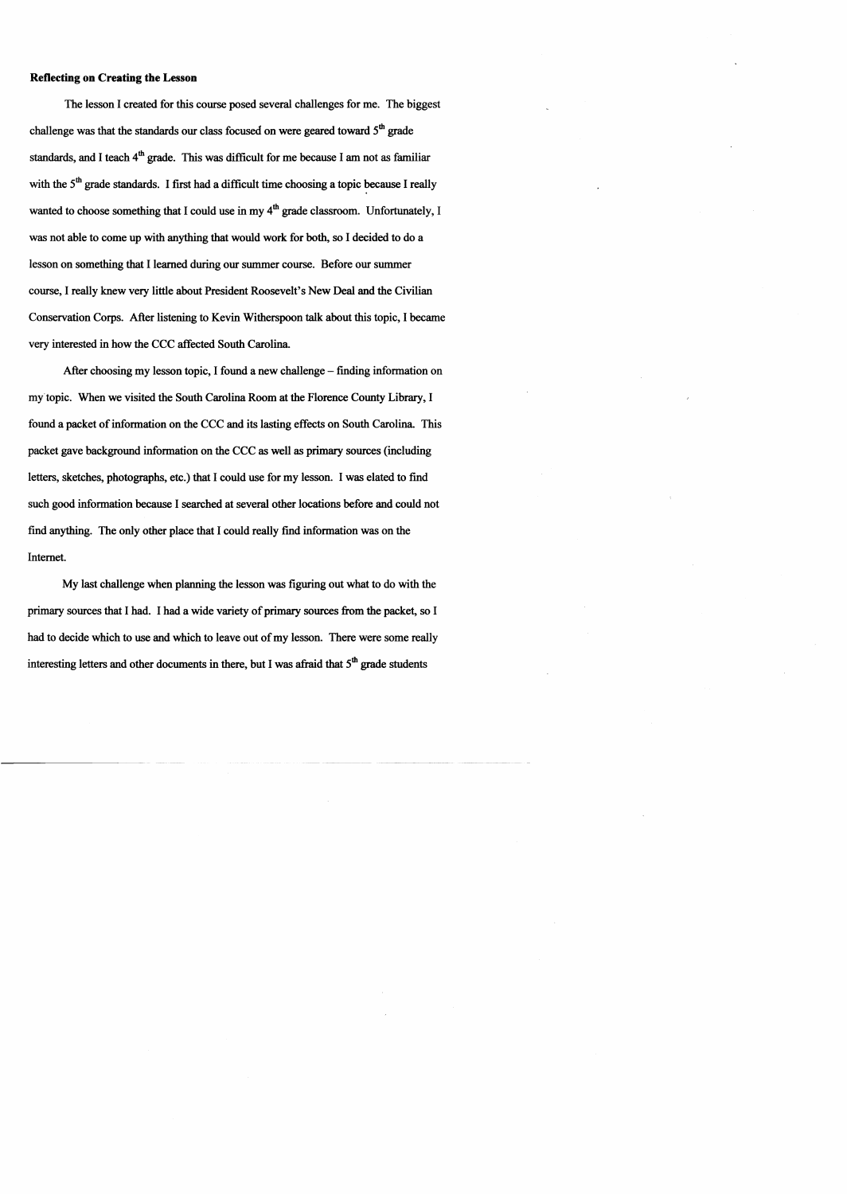**Reflecting on Creating the Lesson**

The lesson I created for this course posed several challenges for me. The biggest challenge was that the standards our class focused on were geared toward 5th grade standards, and I teach 4th grade. This was difficult for me because I am not as familiar with the 5th grade standards. I first had a difficult time choosing a topic because I really wanted to choose something that I could use in my 4th grade classroom. Unfortunately, I was not able to come up with anything that would work for both, so I decided to do a lesson on something that I learned during our summer course. Before our summer course, I really knew very little about President Roosevelt's New Deal and the Civilian Conservation Corps. After listening to Kevin Witherspoon talk about this topic, I became very interested in how the CCC affected South Carolina.

After choosing my lesson topic, I found a new challenge – finding information on my topic. When we visited the South Carolina Room at the Florence County Library, I found a packet of information on the CCC and its lasting effects on South Carolina. This packet gave background information on the CCC as well as primary sources (including letters, sketches, photographs, etc.) that I could use for my lesson. I was elated to find such good information because I searched at several other locations before and could not find anything. The only other place that I could really find information was on the Internet.

My last challenge when planning the lesson was figuring out what to do with the primary sources that I had. I had a wide variety of primary sources from the packet, so I had to decide which to use and which to leave out of my lesson. There were some really interesting letters and other documents in there, but I was afraid that 5th grade students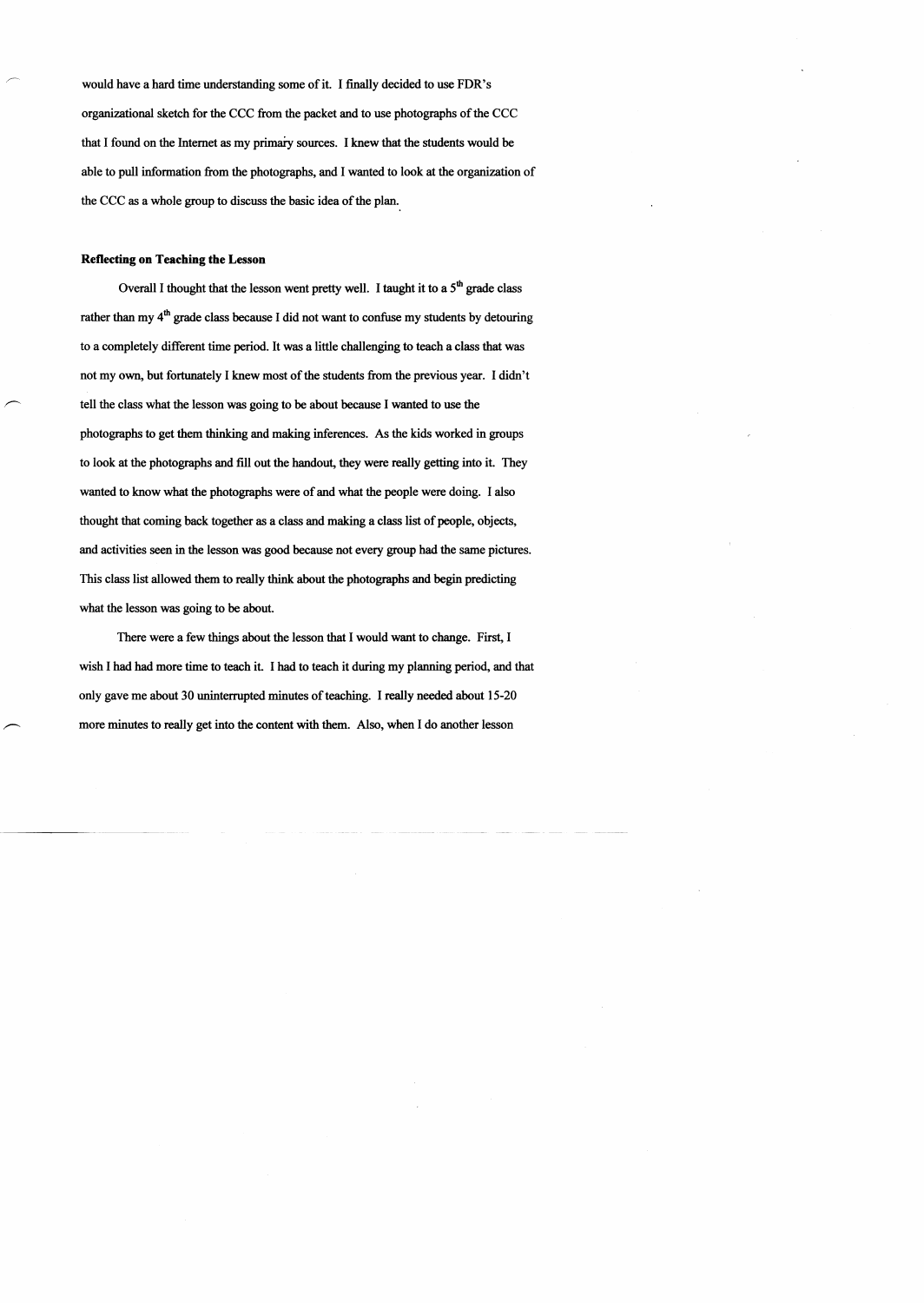would have a hard time understanding some of it. I finally decided to use FDR's organizational sketch for the CCC from the packet and to use photographs of the CCC that I found on the Internet as my primary sources. I knew that the students would be able to pull information from the photographs, and I wanted to look at the organization of the CCC as a whole group to discuss the basic idea of the plan.

**Reflecting on Teaching the Lesson**

Overall I thought that the lesson went pretty well. I taught it to a 5th grade class rather than my 4th grade class because I did not want to confuse my students by detouring to a completely different time period. It was a little challenging to teach a class that was not my own, but fortunately I knew most of the students from the previous year. I didn't tell the class what the lesson was going to be about because I wanted to use the photographs to get them thinking and making inferences. As the kids worked in groups to look at the photographs and fill out the handout, they were really getting into it. They wanted to know what the photographs were of and what the people were doing. I also thought that coming back together as a class and making a class list of people, objects, and activities seen in the lesson was good because not every group had the same pictures. This class list allowed them to really think about the photographs and begin predicting what the lesson was going to be about.

There were a few things about the lesson that I would want to change. First, I wish I had had more time to teach it. I had to teach it during my planning period, and that only gave me about 30 uninterrupted minutes of teaching. I really needed about 15-20 more minutes to really get into the content with them. Also, when I do another lesson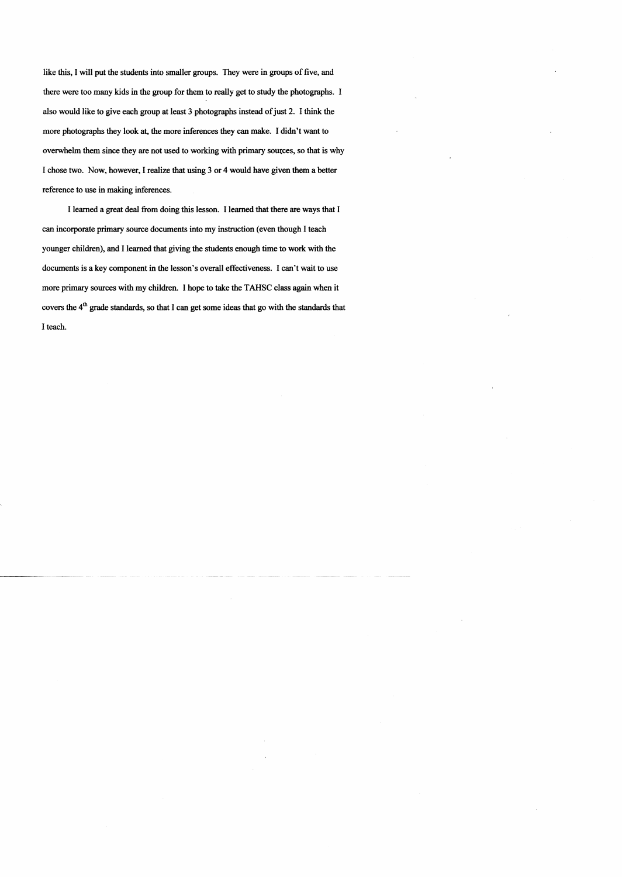like this, I will put the students into smaller groups. They were in groups of five, and there were too many kids in the group for them to really get to study the photographs. I also would like to give each group at least 3 photographs instead of just 2. I think the more photographs they look at, the more inferences they can make. I didn't want to overwhelm them since they are not used to working with primary sources, so that is why I chose two. Now, however, I realize that using 3 or 4 would have given them a better reference to use in making inferences.

I learned a great deal from doing this lesson. I learned that there are ways that I can incorporate primary source documents into my instruction (even though I teach younger children), and I learned that giving the students enough time to work with the documents is a key component in the lesson's overall effectiveness. I can't wait to use more primary sources with my children. I hope to take the TAHSC class again when it covers the 4th grade standards, so that I can get some ideas that go with the standards that I teach.